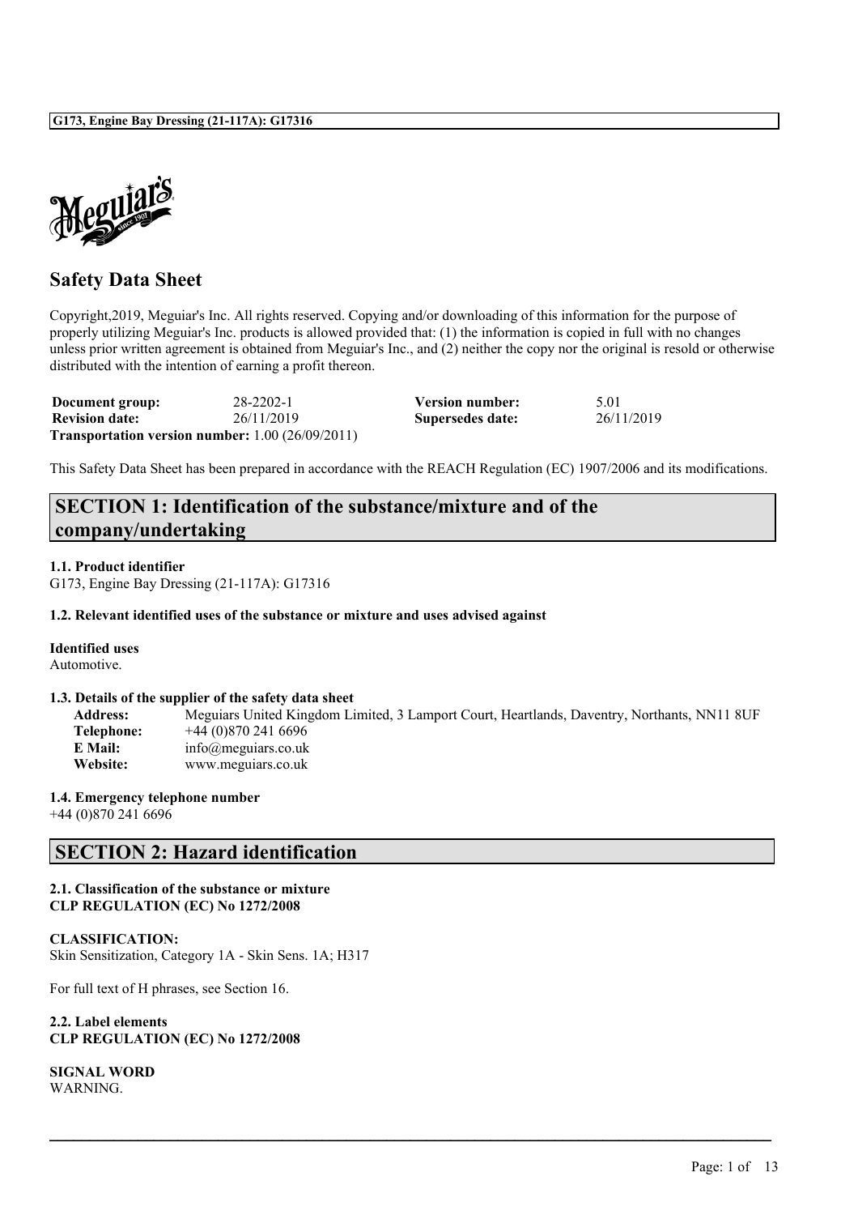# Safety Data Sheet

Copyright,2019, Meguiar's Inc. All rights reserved. Copying and/or downloading of this information for the purpose of properly utilizing Meguiar's Inc. products is allowed provided that: (1) the information is copied in full with no changes unless prior written agreement is obtained from Meguiar's Inc., and (2) neither the copy nor the original is resold or otherwise distributed with the intention of earning a profit thereon.

| **Document group:** | 28-2202-1 | **Version number:** | 5.01 |
|---|---|---|---|
| **Revision date:** | 26/11/2019 | **Supersedes date:** | 26/11/2019 |

**Transportation version number:** 1.00 (26/09/2011)

This Safety Data Sheet has been prepared in accordance with the REACH Regulation (EC) 1907/2006 and its modifications.

## SECTION 1: Identification of the substance/mixture and of the company/undertaking

**1.1. Product identifier**

G173, Engine Bay Dressing (21-117A): G17316

**1.2. Relevant identified uses of the substance or mixture and uses advised against**

**Identified uses**

Automotive.

**1.3. Details of the supplier of the safety data sheet**

| | |
|---|---|
| **Address:** | Meguiars United Kingdom Limited, 3 Lamport Court, Heartlands, Daventry, Northants, NN11 8UF |
| **Telephone:** | +44 (0)870 241 6696 |
| **E Mail:** | info@meguiars.co.uk |
| **Website:** | www.meguiars.co.uk |

**1.4. Emergency telephone number**

+44 (0)870 241 6696

## SECTION 2: Hazard identification

**2.1. Classification of the substance or mixture**
**CLP REGULATION (EC) No 1272/2008**

**CLASSIFICATION:**

Skin Sensitization, Category 1A - Skin Sens. 1A; H317

For full text of H phrases, see Section 16.

**2.2. Label elements**
**CLP REGULATION (EC) No 1272/2008**

**SIGNAL WORD**

WARNING.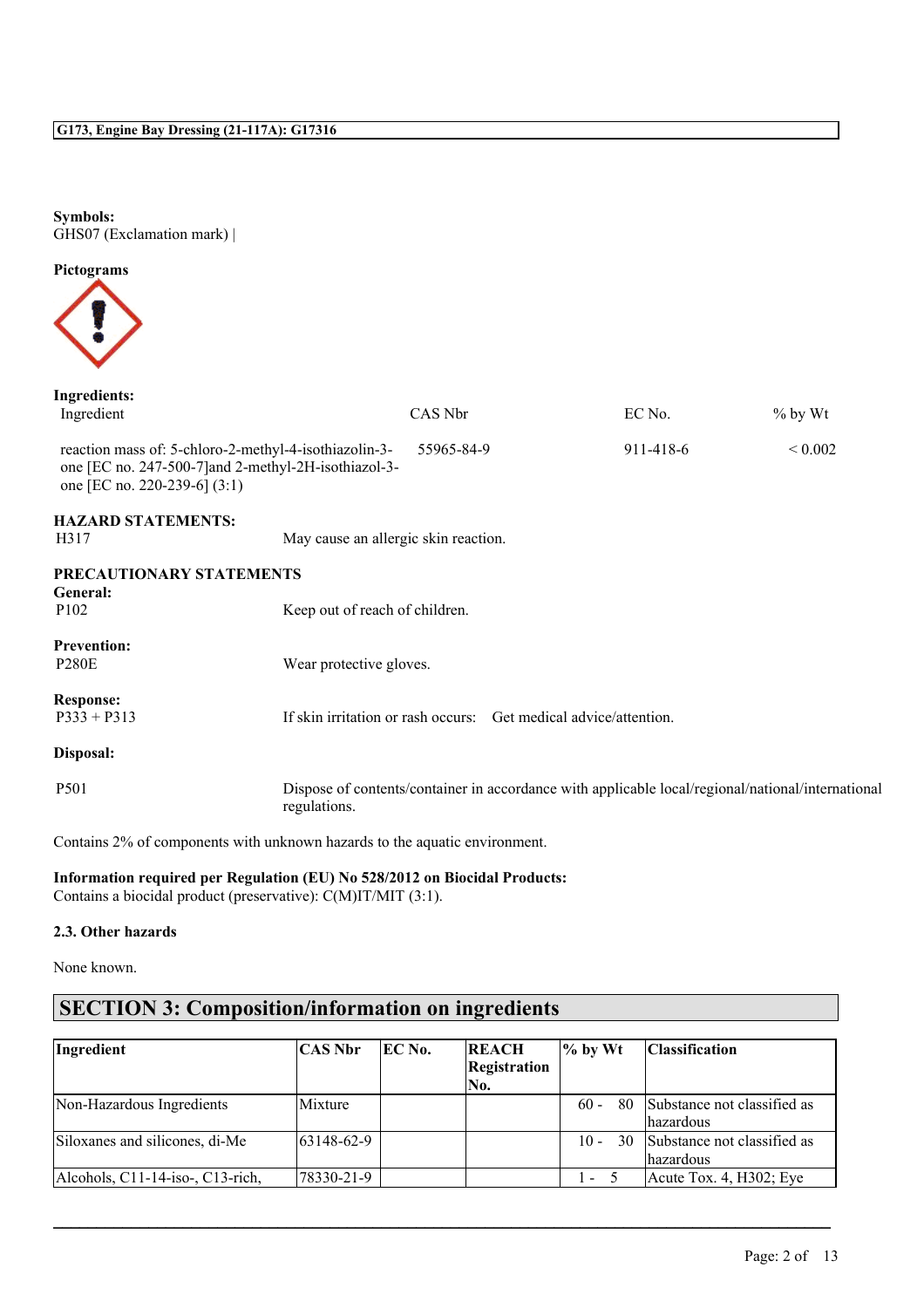**Symbols:**
GHS07 (Exclamation mark) |

**Pictograms**

**Ingredients:**

| Ingredient | CAS Nbr | EC No. | % by Wt |
|---|---|---|---|
| reaction mass of: 5-chloro-2-methyl-4-isothiazolin-3-one [EC no. 247-500-7]and 2-methyl-2H-isothiazol-3-one [EC no. 220-239-6] (3:1) | 55965-84-9 | 911-418-6 | < 0.002 |

**HAZARD STATEMENTS:**

H317 May cause an allergic skin reaction.

**PRECAUTIONARY STATEMENTS**

**General:**

P102 Keep out of reach of children.

**Prevention:**

P280E Wear protective gloves.

**Response:**

P333 + P313 If skin irritation or rash occurs: Get medical advice/attention.

**Disposal:**

P501 Dispose of contents/container in accordance with applicable local/regional/national/international regulations.

Contains 2% of components with unknown hazards to the aquatic environment.

**Information required per Regulation (EU) No 528/2012 on Biocidal Products:**
Contains a biocidal product (preservative): C(M)IT/MIT (3:1).

**2.3. Other hazards**

None known.

## SECTION 3: Composition/information on ingredients

| Ingredient | CAS Nbr | EC No. | REACH Registration No. | % by Wt | Classification |
|---|---|---|---|---|---|
| Non-Hazardous Ingredients | Mixture | | | 60 - 80 | Substance not classified as hazardous |
| Siloxanes and silicones, di-Me | 63148-62-9 | | | 10 - 30 | Substance not classified as hazardous |
| Alcohols, C11-14-iso-, C13-rich, | 78330-21-9 | | | 1 - 5 | Acute Tox. 4, H302; Eye |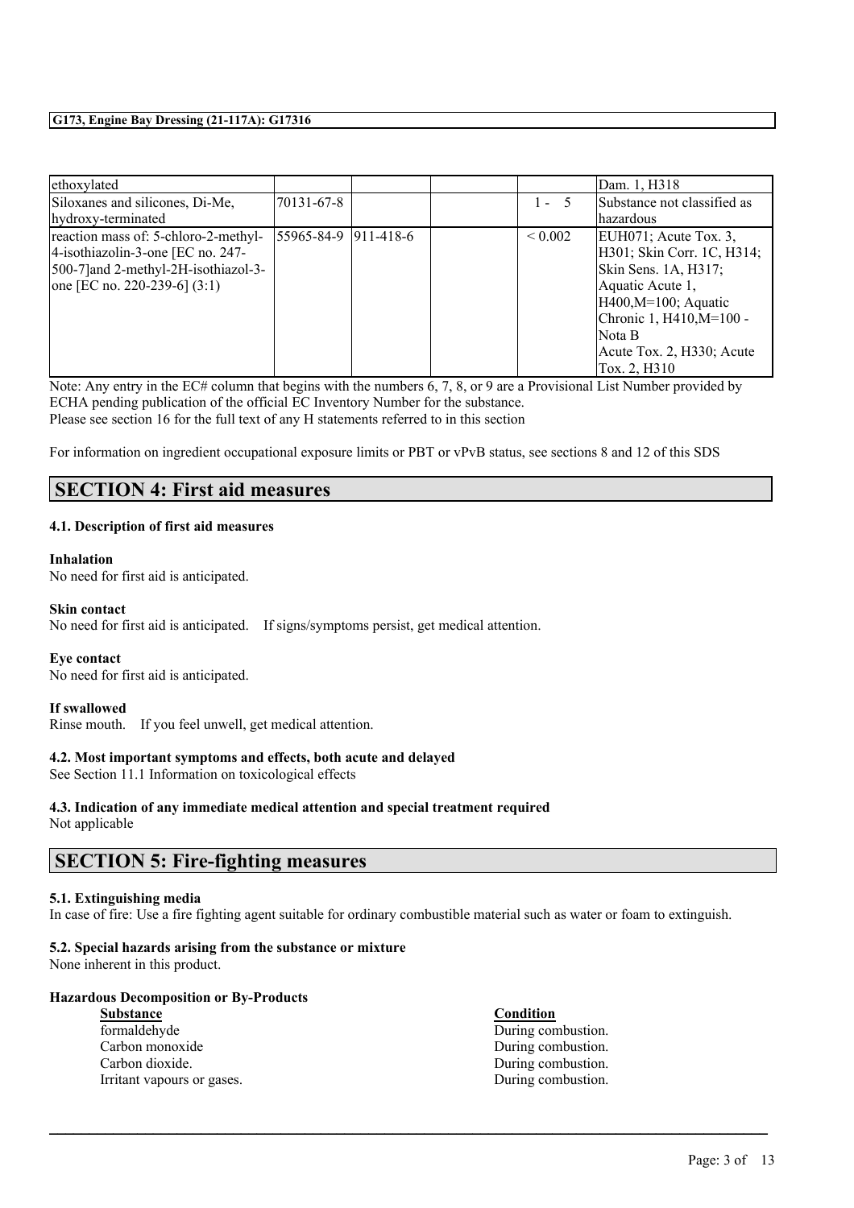| | | | | | |
|---|---|---|---|---|---|
| ethoxylated | | | | | Dam. 1, H318 |
| Siloxanes and silicones, Di-Me, hydroxy-terminated | 70131-67-8 | | | 1 - 5 | Substance not classified as hazardous |
| reaction mass of: 5-chloro-2-methyl-4-isothiazolin-3-one [EC no. 247-500-7]and 2-methyl-2H-isothiazol-3-one [EC no. 220-239-6] (3:1) | 55965-84-9 | 911-418-6 | | < 0.002 | EUH071; Acute Tox. 3, H301; Skin Corr. 1C, H314; Skin Sens. 1A, H317; Aquatic Acute 1, H400,M=100; Aquatic Chronic 1, H410,M=100 - Nota B Acute Tox. 2, H330; Acute Tox. 2, H310 |

Note: Any entry in the EC# column that begins with the numbers 6, 7, 8, or 9 are a Provisional List Number provided by ECHA pending publication of the official EC Inventory Number for the substance.
Please see section 16 for the full text of any H statements referred to in this section

For information on ingredient occupational exposure limits or PBT or vPvB status, see sections 8 and 12 of this SDS

## SECTION 4: First aid measures

### 4.1. Description of first aid measures

**Inhalation**
No need for first aid is anticipated.

**Skin contact**
No need for first aid is anticipated. If signs/symptoms persist, get medical attention.

**Eye contact**
No need for first aid is anticipated.

**If swallowed**
Rinse mouth. If you feel unwell, get medical attention.

### 4.2. Most important symptoms and effects, both acute and delayed
See Section 11.1 Information on toxicological effects

### 4.3. Indication of any immediate medical attention and special treatment required
Not applicable

## SECTION 5: Fire-fighting measures

### 5.1. Extinguishing media
In case of fire: Use a fire fighting agent suitable for ordinary combustible material such as water or foam to extinguish.

### 5.2. Special hazards arising from the substance or mixture
None inherent in this product.

**Hazardous Decomposition or By-Products**

| Substance | Condition |
|---|---|
| formaldehyde | During combustion. |
| Carbon monoxide | During combustion. |
| Carbon dioxide. | During combustion. |
| Irritant vapours or gases. | During combustion. |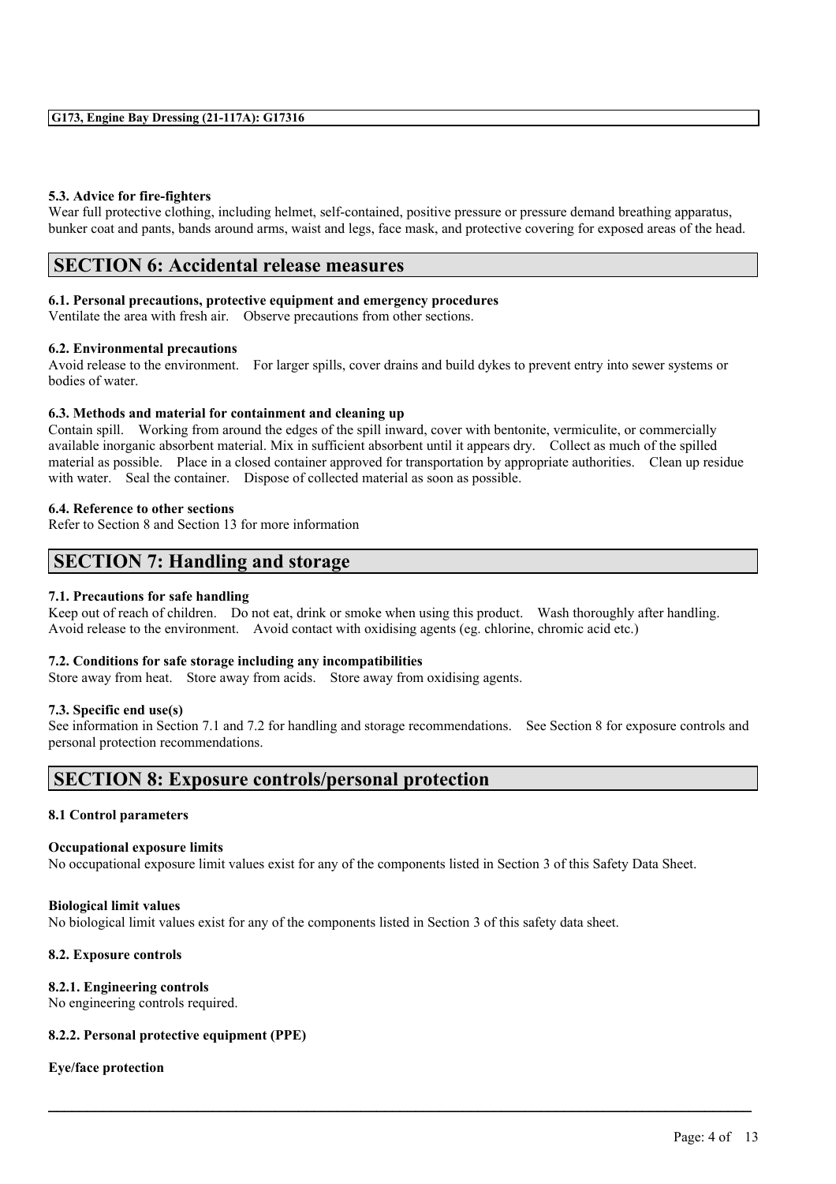#### 5.3. Advice for fire-fighters

Wear full protective clothing, including helmet, self-contained, positive pressure or pressure demand breathing apparatus, bunker coat and pants, bands around arms, waist and legs, face mask, and protective covering for exposed areas of the head.

## SECTION 6: Accidental release measures

#### 6.1. Personal precautions, protective equipment and emergency procedures

Ventilate the area with fresh air. Observe precautions from other sections.

#### 6.2. Environmental precautions

Avoid release to the environment. For larger spills, cover drains and build dykes to prevent entry into sewer systems or bodies of water.

#### 6.3. Methods and material for containment and cleaning up

Contain spill. Working from around the edges of the spill inward, cover with bentonite, vermiculite, or commercially available inorganic absorbent material. Mix in sufficient absorbent until it appears dry. Collect as much of the spilled material as possible. Place in a closed container approved for transportation by appropriate authorities. Clean up residue with water. Seal the container. Dispose of collected material as soon as possible.

#### 6.4. Reference to other sections

Refer to Section 8 and Section 13 for more information

## SECTION 7: Handling and storage

#### 7.1. Precautions for safe handling

Keep out of reach of children. Do not eat, drink or smoke when using this product. Wash thoroughly after handling. Avoid release to the environment. Avoid contact with oxidising agents (eg. chlorine, chromic acid etc.)

#### 7.2. Conditions for safe storage including any incompatibilities

Store away from heat. Store away from acids. Store away from oxidising agents.

#### 7.3. Specific end use(s)

See information in Section 7.1 and 7.2 for handling and storage recommendations. See Section 8 for exposure controls and personal protection recommendations.

## SECTION 8: Exposure controls/personal protection

#### 8.1 Control parameters

**Occupational exposure limits**

No occupational exposure limit values exist for any of the components listed in Section 3 of this Safety Data Sheet.

**Biological limit values**

No biological limit values exist for any of the components listed in Section 3 of this safety data sheet.

#### 8.2. Exposure controls

#### 8.2.1. Engineering controls

No engineering controls required.

#### 8.2.2. Personal protective equipment (PPE)

**Eye/face protection**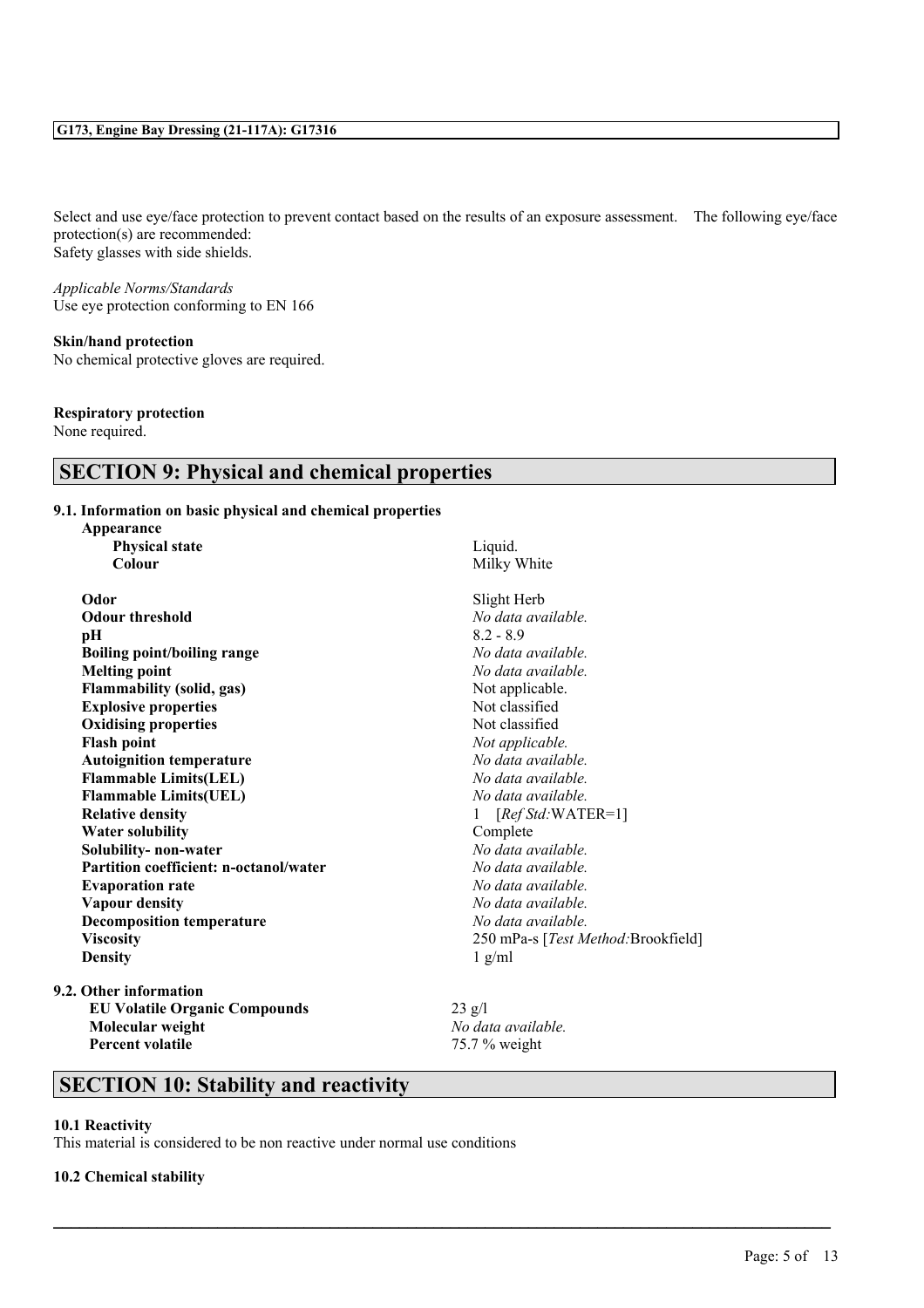Select and use eye/face protection to prevent contact based on the results of an exposure assessment. The following eye/face protection(s) are recommended:
Safety glasses with side shields.

*Applicable Norms/Standards*
Use eye protection conforming to EN 166

**Skin/hand protection**
No chemical protective gloves are required.

**Respiratory protection**
None required.

## SECTION 9: Physical and chemical properties

### 9.1. Information on basic physical and chemical properties

| Property | Value |
|---|---|
| **Appearance** | |
| **Physical state** | Liquid. |
| **Colour** | Milky White |
| **Odor** | Slight Herb |
| **Odour threshold** | *No data available.* |
| **pH** | 8.2 - 8.9 |
| **Boiling point/boiling range** | *No data available.* |
| **Melting point** | *No data available.* |
| **Flammability (solid, gas)** | Not applicable. |
| **Explosive properties** | Not classified |
| **Oxidising properties** | Not classified |
| **Flash point** | *Not applicable.* |
| **Autoignition temperature** | *No data available.* |
| **Flammable Limits(LEL)** | *No data available.* |
| **Flammable Limits(UEL)** | *No data available.* |
| **Relative density** | 1 [*Ref Std:*WATER=1] |
| **Water solubility** | Complete |
| **Solubility- non-water** | *No data available.* |
| **Partition coefficient: n-octanol/water** | *No data available.* |
| **Evaporation rate** | *No data available.* |
| **Vapour density** | *No data available.* |
| **Decomposition temperature** | *No data available.* |
| **Viscosity** | 250 mPa-s [*Test Method:*Brookfield] |
| **Density** | 1 g/ml |

### 9.2. Other information

| Property | Value |
|---|---|
| **EU Volatile Organic Compounds** | 23 g/l |
| **Molecular weight** | *No data available.* |
| **Percent volatile** | 75.7 % weight |

## SECTION 10: Stability and reactivity

**10.1 Reactivity**
This material is considered to be non reactive under normal use conditions

**10.2 Chemical stability**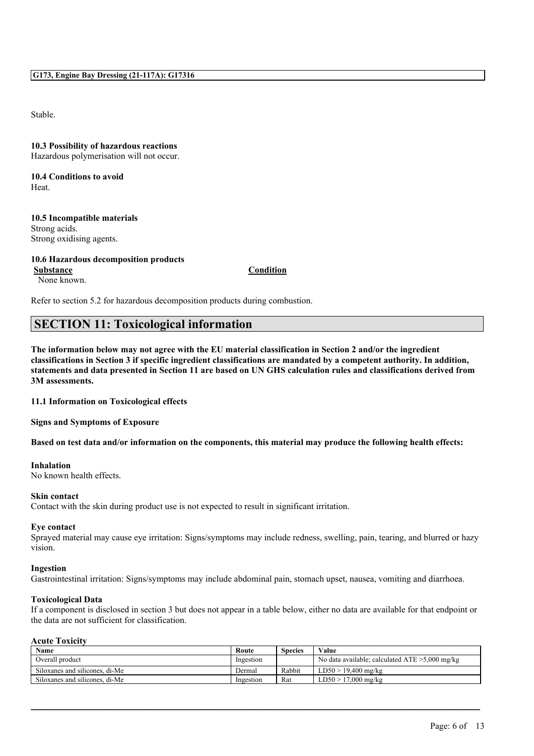Stable.

**10.3 Possibility of hazardous reactions**
Hazardous polymerisation will not occur.

**10.4 Conditions to avoid**
Heat.

**10.5 Incompatible materials**
Strong acids.
Strong oxidising agents.

**10.6 Hazardous decomposition products**

| Substance | Condition |
|---|---|
| None known. | |

Refer to section 5.2 for hazardous decomposition products during combustion.

## SECTION 11: Toxicological information

**The information below may not agree with the EU material classification in Section 2 and/or the ingredient classifications in Section 3 if specific ingredient classifications are mandated by a competent authority. In addition, statements and data presented in Section 11 are based on UN GHS calculation rules and classifications derived from 3M assessments.**

**11.1 Information on Toxicological effects**

**Signs and Symptoms of Exposure**

**Based on test data and/or information on the components, this material may produce the following health effects:**

**Inhalation**
No known health effects.

**Skin contact**
Contact with the skin during product use is not expected to result in significant irritation.

**Eye contact**
Sprayed material may cause eye irritation: Signs/symptoms may include redness, swelling, pain, tearing, and blurred or hazy vision.

**Ingestion**
Gastrointestinal irritation: Signs/symptoms may include abdominal pain, stomach upset, nausea, vomiting and diarrhoea.

**Toxicological Data**
If a component is disclosed in section 3 but does not appear in a table below, either no data are available for that endpoint or the data are not sufficient for classification.

**Acute Toxicity**

| Name | Route | Species | Value |
|---|---|---|---|
| Overall product | Ingestion | | No data available; calculated ATE >5,000 mg/kg |
| Siloxanes and silicones, di-Me | Dermal | Rabbit | LD50 > 19,400 mg/kg |
| Siloxanes and silicones, di-Me | Ingestion | Rat | LD50 > 17,000 mg/kg |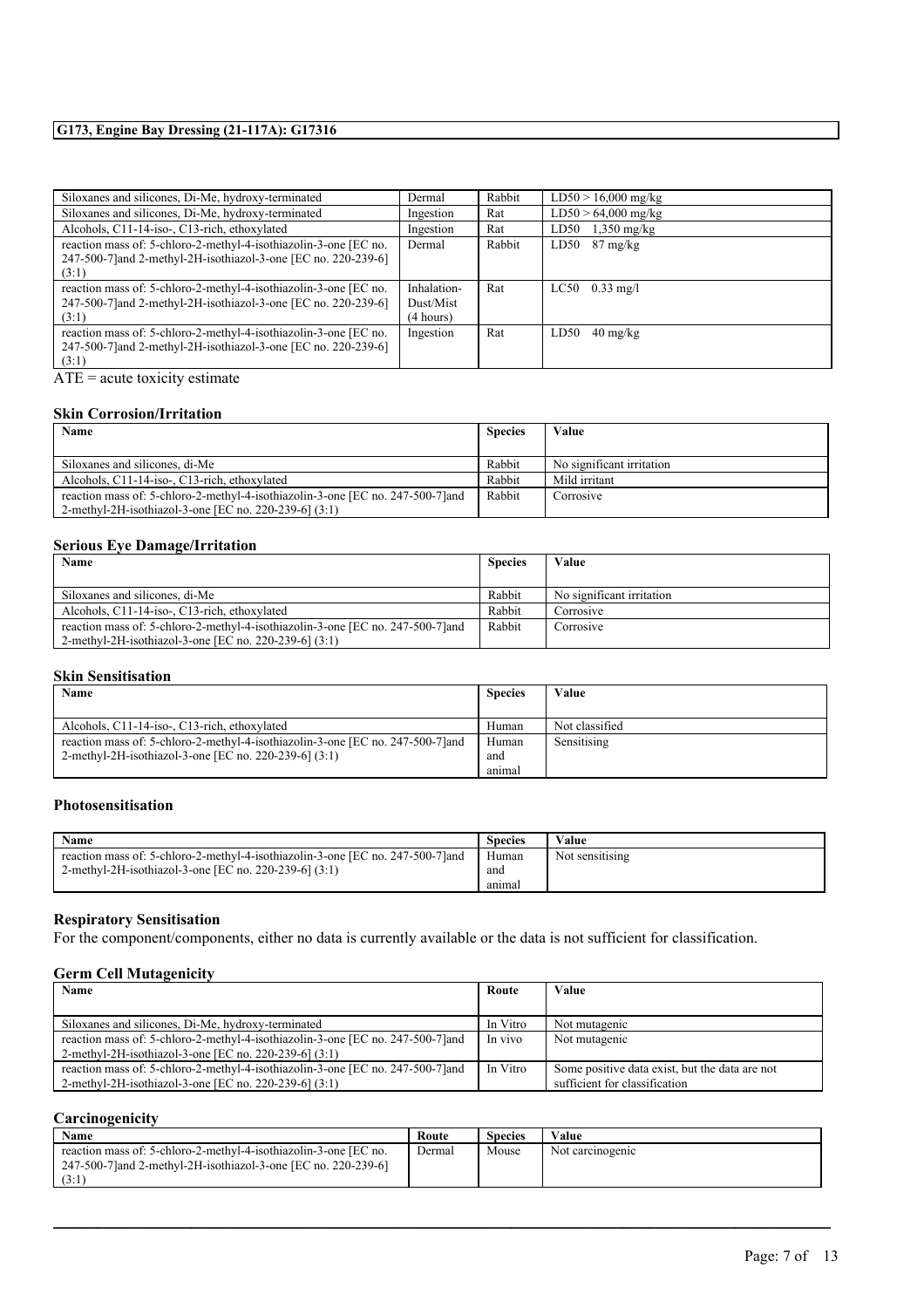| | | | |
|---|---|---|---|
| Siloxanes and silicones, Di-Me, hydroxy-terminated | Dermal | Rabbit | LD50 > 16,000 mg/kg |
| Siloxanes and silicones, Di-Me, hydroxy-terminated | Ingestion | Rat | LD50 > 64,000 mg/kg |
| Alcohols, C11-14-iso-, C13-rich, ethoxylated | Ingestion | Rat | LD50 1,350 mg/kg |
| reaction mass of: 5-chloro-2-methyl-4-isothiazolin-3-one [EC no. 247-500-7]and 2-methyl-2H-isothiazol-3-one [EC no. 220-239-6] (3:1) | Dermal | Rabbit | LD50 87 mg/kg |
| reaction mass of: 5-chloro-2-methyl-4-isothiazolin-3-one [EC no. 247-500-7]and 2-methyl-2H-isothiazol-3-one [EC no. 220-239-6] (3:1) | Inhalation-Dust/Mist (4 hours) | Rat | LC50 0.33 mg/l |
| reaction mass of: 5-chloro-2-methyl-4-isothiazolin-3-one [EC no. 247-500-7]and 2-methyl-2H-isothiazol-3-one [EC no. 220-239-6] (3:1) | Ingestion | Rat | LD50 40 mg/kg |

ATE = acute toxicity estimate

### Skin Corrosion/Irritation

| Name | Species | Value |
|---|---|---|
| Siloxanes and silicones, di-Me | Rabbit | No significant irritation |
| Alcohols, C11-14-iso-, C13-rich, ethoxylated | Rabbit | Mild irritant |
| reaction mass of: 5-chloro-2-methyl-4-isothiazolin-3-one [EC no. 247-500-7]and 2-methyl-2H-isothiazol-3-one [EC no. 220-239-6] (3:1) | Rabbit | Corrosive |

### Serious Eye Damage/Irritation

| Name | Species | Value |
|---|---|---|
| Siloxanes and silicones, di-Me | Rabbit | No significant irritation |
| Alcohols, C11-14-iso-, C13-rich, ethoxylated | Rabbit | Corrosive |
| reaction mass of: 5-chloro-2-methyl-4-isothiazolin-3-one [EC no. 247-500-7]and 2-methyl-2H-isothiazol-3-one [EC no. 220-239-6] (3:1) | Rabbit | Corrosive |

### Skin Sensitisation

| Name | Species | Value |
|---|---|---|
| Alcohols, C11-14-iso-, C13-rich, ethoxylated | Human | Not classified |
| reaction mass of: 5-chloro-2-methyl-4-isothiazolin-3-one [EC no. 247-500-7]and 2-methyl-2H-isothiazol-3-one [EC no. 220-239-6] (3:1) | Human and animal | Sensitising |

### Photosensitisation

| Name | Species | Value |
|---|---|---|
| reaction mass of: 5-chloro-2-methyl-4-isothiazolin-3-one [EC no. 247-500-7]and 2-methyl-2H-isothiazol-3-one [EC no. 220-239-6] (3:1) | Human and animal | Not sensitising |

### Respiratory Sensitisation

For the component/components, either no data is currently available or the data is not sufficient for classification.

### Germ Cell Mutagenicity

| Name | Route | Value |
|---|---|---|
| Siloxanes and silicones, Di-Me, hydroxy-terminated | In Vitro | Not mutagenic |
| reaction mass of: 5-chloro-2-methyl-4-isothiazolin-3-one [EC no. 247-500-7]and 2-methyl-2H-isothiazol-3-one [EC no. 220-239-6] (3:1) | In vivo | Not mutagenic |
| reaction mass of: 5-chloro-2-methyl-4-isothiazolin-3-one [EC no. 247-500-7]and 2-methyl-2H-isothiazol-3-one [EC no. 220-239-6] (3:1) | In Vitro | Some positive data exist, but the data are not sufficient for classification |

### Carcinogenicity

| Name | Route | Species | Value |
|---|---|---|---|
| reaction mass of: 5-chloro-2-methyl-4-isothiazolin-3-one [EC no. 247-500-7]and 2-methyl-2H-isothiazol-3-one [EC no. 220-239-6] (3:1) | Dermal | Mouse | Not carcinogenic |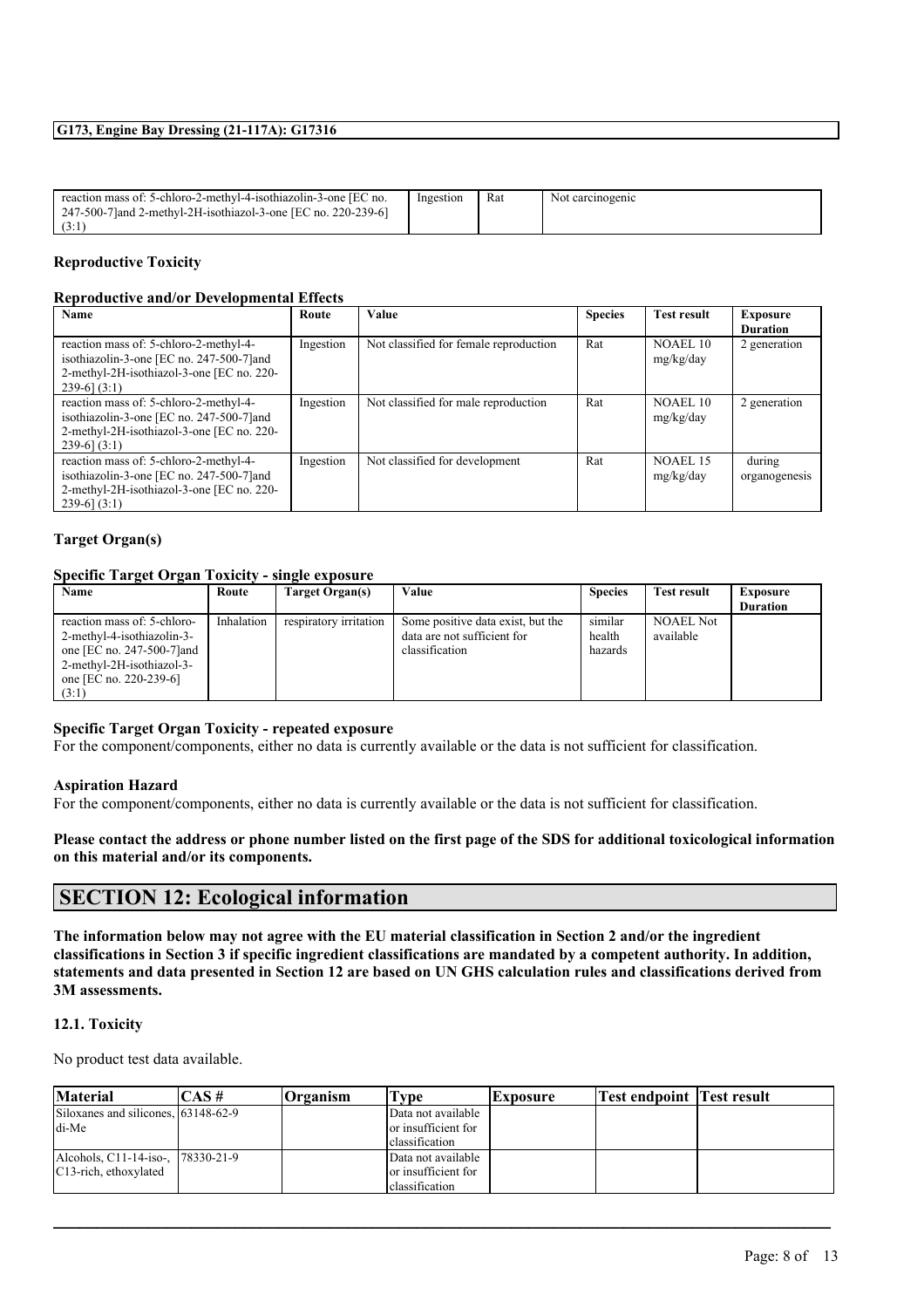| reaction mass of: 5-chloro-2-methyl-4-isothiazolin-3-one [EC no. 247-500-7]and 2-methyl-2H-isothiazol-3-one [EC no. 220-239-6] (3:1) | Ingestion | Rat | Not carcinogenic |
|---|---|---|---|

### Reproductive Toxicity

#### Reproductive and/or Developmental Effects

| Name | Route | Value | Species | Test result | Exposure Duration |
|---|---|---|---|---|---|
| reaction mass of: 5-chloro-2-methyl-4-isothiazolin-3-one [EC no. 247-500-7]and 2-methyl-2H-isothiazol-3-one [EC no. 220-239-6] (3:1) | Ingestion | Not classified for female reproduction | Rat | NOAEL 10 mg/kg/day | 2 generation |
| reaction mass of: 5-chloro-2-methyl-4-isothiazolin-3-one [EC no. 247-500-7]and 2-methyl-2H-isothiazol-3-one [EC no. 220-239-6] (3:1) | Ingestion | Not classified for male reproduction | Rat | NOAEL 10 mg/kg/day | 2 generation |
| reaction mass of: 5-chloro-2-methyl-4-isothiazolin-3-one [EC no. 247-500-7]and 2-methyl-2H-isothiazol-3-one [EC no. 220-239-6] (3:1) | Ingestion | Not classified for development | Rat | NOAEL 15 mg/kg/day | during organogenesis |

### Target Organ(s)

#### Specific Target Organ Toxicity - single exposure

| Name | Route | Target Organ(s) | Value | Species | Test result | Exposure Duration |
|---|---|---|---|---|---|---|
| reaction mass of: 5-chloro-2-methyl-4-isothiazolin-3-one [EC no. 247-500-7]and 2-methyl-2H-isothiazol-3-one [EC no. 220-239-6] (3:1) | Inhalation | respiratory irritation | Some positive data exist, but the data are not sufficient for classification | similar health hazards | NOAEL Not available | |

#### Specific Target Organ Toxicity - repeated exposure

For the component/components, either no data is currently available or the data is not sufficient for classification.

#### Aspiration Hazard

For the component/components, either no data is currently available or the data is not sufficient for classification.

**Please contact the address or phone number listed on the first page of the SDS for additional toxicological information on this material and/or its components.**

## SECTION 12: Ecological information

**The information below may not agree with the EU material classification in Section 2 and/or the ingredient classifications in Section 3 if specific ingredient classifications are mandated by a competent authority. In addition, statements and data presented in Section 12 are based on UN GHS calculation rules and classifications derived from 3M assessments.**

### 12.1. Toxicity

No product test data available.

| Material | CAS # | Organism | Type | Exposure | Test endpoint | Test result |
|---|---|---|---|---|---|---|
| Siloxanes and silicones, di-Me | 63148-62-9 | | Data not available or insufficient for classification | | | |
| Alcohols, C11-14-iso-, C13-rich, ethoxylated | 78330-21-9 | | Data not available or insufficient for classification | | | |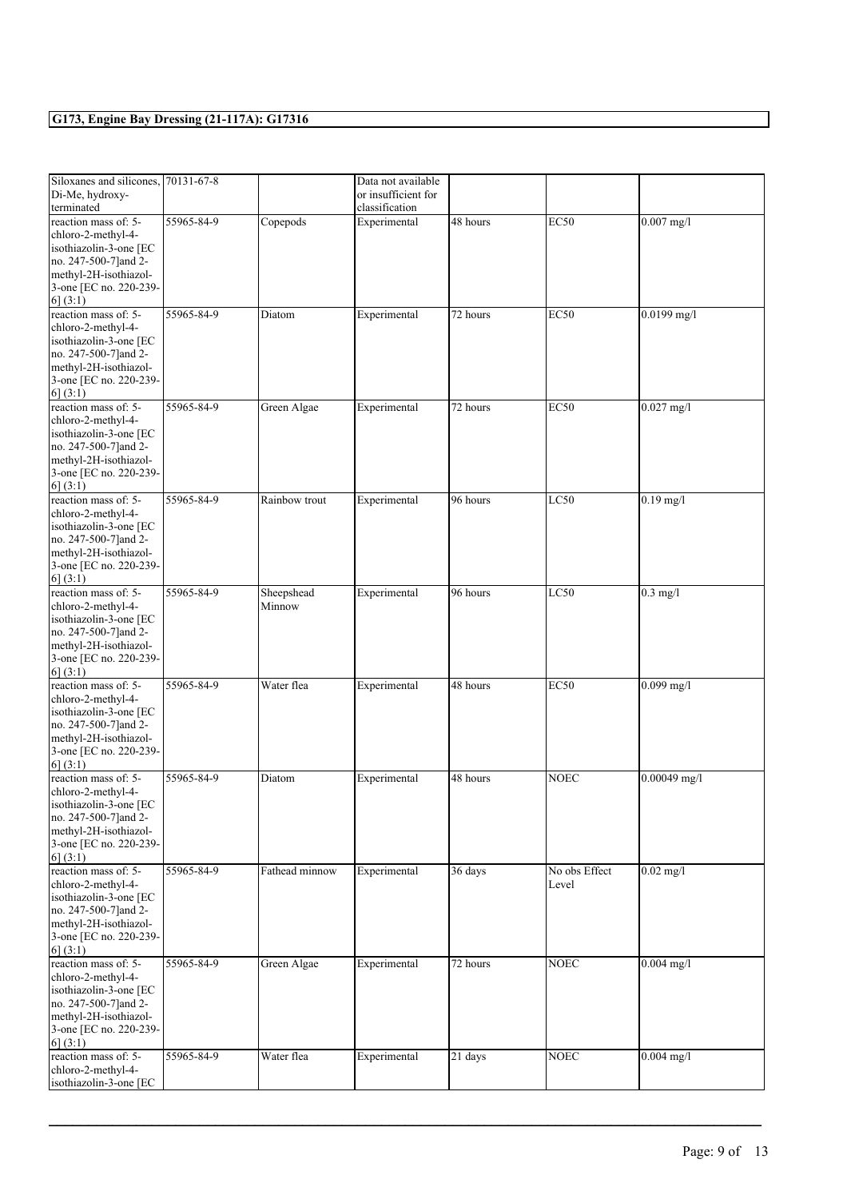| Siloxanes and silicones, Di-Me, hydroxy-terminated | 70131-67-8 | | Data not available or insufficient for classification | | | |
|---|---|---|---|---|---|---|
| reaction mass of: 5-chloro-2-methyl-4-isothiazolin-3-one [EC no. 247-500-7]and 2-methyl-2H-isothiazol-3-one [EC no. 220-239-6] (3:1) | 55965-84-9 | Copepods | Experimental | 48 hours | EC50 | 0.007 mg/l |
| reaction mass of: 5-chloro-2-methyl-4-isothiazolin-3-one [EC no. 247-500-7]and 2-methyl-2H-isothiazol-3-one [EC no. 220-239-6] (3:1) | 55965-84-9 | Diatom | Experimental | 72 hours | EC50 | 0.0199 mg/l |
| reaction mass of: 5-chloro-2-methyl-4-isothiazolin-3-one [EC no. 247-500-7]and 2-methyl-2H-isothiazol-3-one [EC no. 220-239-6] (3:1) | 55965-84-9 | Green Algae | Experimental | 72 hours | EC50 | 0.027 mg/l |
| reaction mass of: 5-chloro-2-methyl-4-isothiazolin-3-one [EC no. 247-500-7]and 2-methyl-2H-isothiazol-3-one [EC no. 220-239-6] (3:1) | 55965-84-9 | Rainbow trout | Experimental | 96 hours | LC50 | 0.19 mg/l |
| reaction mass of: 5-chloro-2-methyl-4-isothiazolin-3-one [EC no. 247-500-7]and 2-methyl-2H-isothiazol-3-one [EC no. 220-239-6] (3:1) | 55965-84-9 | Sheepshead Minnow | Experimental | 96 hours | LC50 | 0.3 mg/l |
| reaction mass of: 5-chloro-2-methyl-4-isothiazolin-3-one [EC no. 247-500-7]and 2-methyl-2H-isothiazol-3-one [EC no. 220-239-6] (3:1) | 55965-84-9 | Water flea | Experimental | 48 hours | EC50 | 0.099 mg/l |
| reaction mass of: 5-chloro-2-methyl-4-isothiazolin-3-one [EC no. 247-500-7]and 2-methyl-2H-isothiazol-3-one [EC no. 220-239-6] (3:1) | 55965-84-9 | Diatom | Experimental | 48 hours | NOEC | 0.00049 mg/l |
| reaction mass of: 5-chloro-2-methyl-4-isothiazolin-3-one [EC no. 247-500-7]and 2-methyl-2H-isothiazol-3-one [EC no. 220-239-6] (3:1) | 55965-84-9 | Fathead minnow | Experimental | 36 days | No obs Effect Level | 0.02 mg/l |
| reaction mass of: 5-chloro-2-methyl-4-isothiazolin-3-one [EC no. 247-500-7]and 2-methyl-2H-isothiazol-3-one [EC no. 220-239-6] (3:1) | 55965-84-9 | Green Algae | Experimental | 72 hours | NOEC | 0.004 mg/l |
| reaction mass of: 5-chloro-2-methyl-4-isothiazolin-3-one [EC | 55965-84-9 | Water flea | Experimental | 21 days | NOEC | 0.004 mg/l |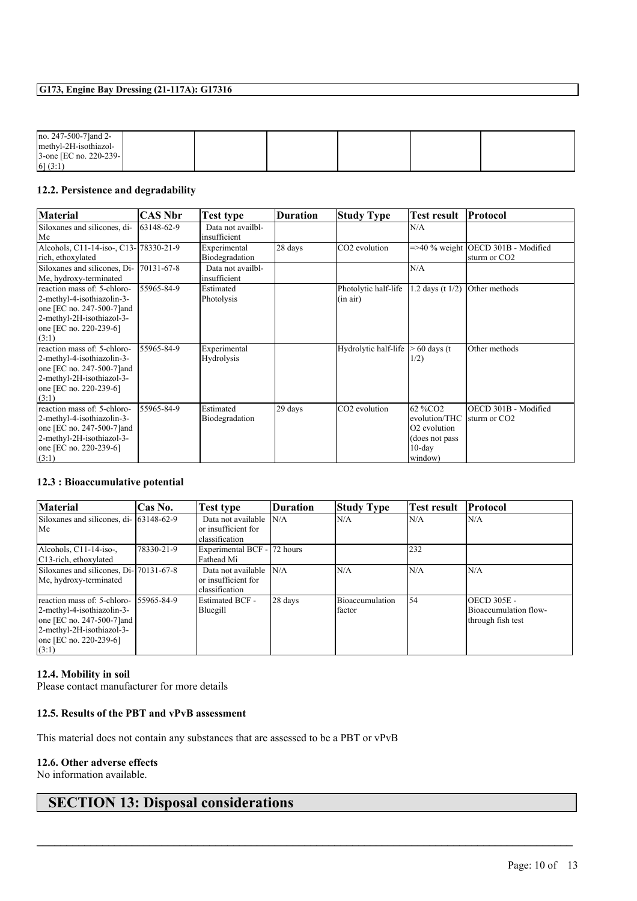| | | | | | | |
|---|---|---|---|---|---|---|
| no. 247-500-7]and 2-methyl-2H-isothiazol-3-one [EC no. 220-239-6] (3:1) | | | | | | |

### 12.2. Persistence and degradability

| Material | CAS Nbr | Test type | Duration | Study Type | Test result | Protocol |
|---|---|---|---|---|---|---|
| Siloxanes and silicones, di-Me | 63148-62-9 | Data not availbl-insufficient | | | N/A | |
| Alcohols, C11-14-iso-, C13-rich, ethoxylated | 78330-21-9 | Experimental Biodegradation | 28 days | $CO_2$ evolution | =>40 % weight | OECD 301B - Modified sturm or $CO_2$ |
| Siloxanes and silicones, Di-Me, hydroxy-terminated | 70131-67-8 | Data not availbl-insufficient | | | N/A | |
| reaction mass of: 5-chloro-2-methyl-4-isothiazolin-3-one [EC no. 247-500-7]and 2-methyl-2H-isothiazol-3-one [EC no. 220-239-6] (3:1) | 55965-84-9 | Estimated Photolysis | | Photolytic half-life (in air) | 1.2 days (t 1/2) | Other methods |
| reaction mass of: 5-chloro-2-methyl-4-isothiazolin-3-one [EC no. 247-500-7]and 2-methyl-2H-isothiazol-3-one [EC no. 220-239-6] (3:1) | 55965-84-9 | Experimental Hydrolysis | | Hydrolytic half-life | > 60 days (t 1/2) | Other methods |
| reaction mass of: 5-chloro-2-methyl-4-isothiazolin-3-one [EC no. 247-500-7]and 2-methyl-2H-isothiazol-3-one [EC no. 220-239-6] (3:1) | 55965-84-9 | Estimated Biodegradation | 29 days | $CO_2$ evolution | 62 %$CO_2$ evolution/TH$CO_2$ evolution (does not pass 10-day window) | OECD 301B - Modified sturm or $CO_2$ |

### 12.3 : Bioaccumulative potential

| Material | Cas No. | Test type | Duration | Study Type | Test result | Protocol |
|---|---|---|---|---|---|---|
| Siloxanes and silicones, di-Me | 63148-62-9 | Data not available or insufficient for classification | N/A | N/A | N/A | N/A |
| Alcohols, C11-14-iso-, C13-rich, ethoxylated | 78330-21-9 | Experimental BCF - Fathead Mi | 72 hours | | 232 | |
| Siloxanes and silicones, Di-Me, hydroxy-terminated | 70131-67-8 | Data not available or insufficient for classification | N/A | N/A | N/A | N/A |
| reaction mass of: 5-chloro-2-methyl-4-isothiazolin-3-one [EC no. 247-500-7]and 2-methyl-2H-isothiazol-3-one [EC no. 220-239-6] (3:1) | 55965-84-9 | Estimated BCF - Bluegill | 28 days | Bioaccumulation factor | 54 | OECD 305E - Bioaccumulation flow-through fish test |

### 12.4. Mobility in soil

Please contact manufacturer for more details

### 12.5. Results of the PBT and vPvB assessment

This material does not contain any substances that are assessed to be a PBT or vPvB

### 12.6. Other adverse effects

No information available.

## SECTION 13: Disposal considerations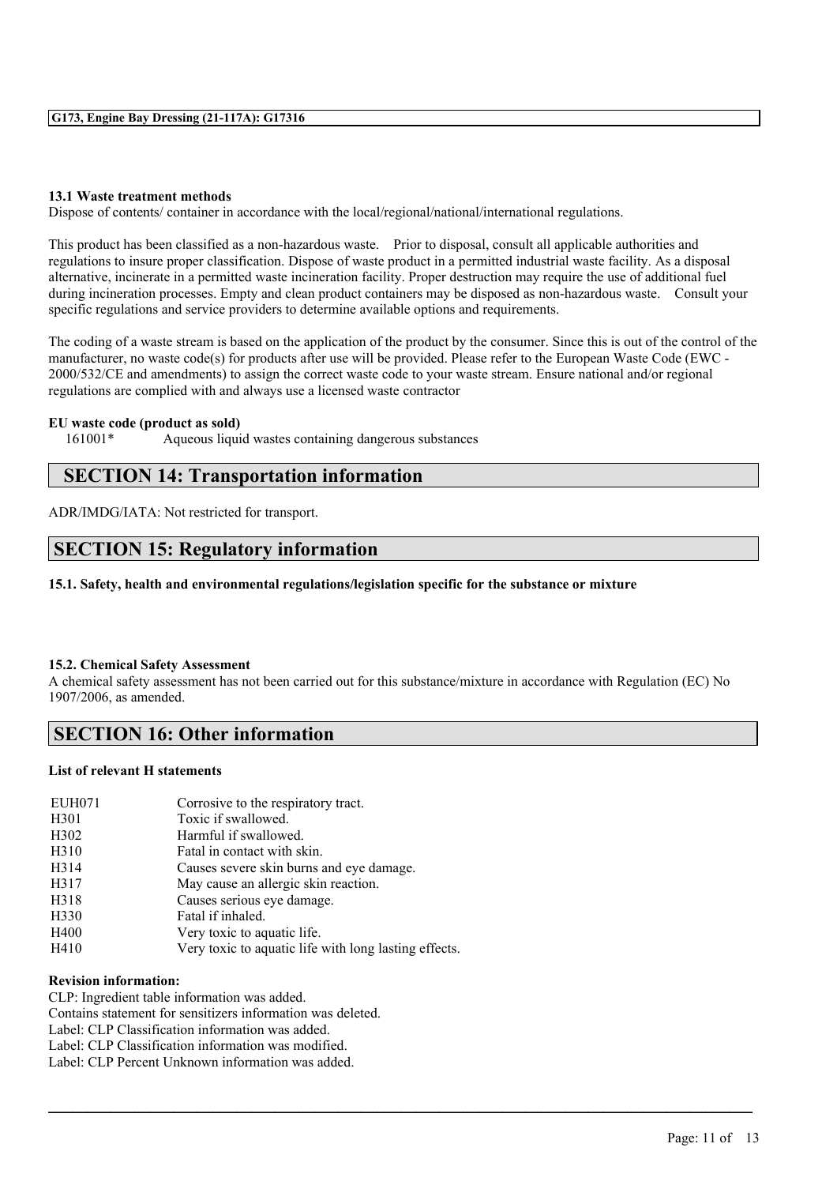#### 13.1 Waste treatment methods

Dispose of contents/ container in accordance with the local/regional/national/international regulations.

This product has been classified as a non-hazardous waste. Prior to disposal, consult all applicable authorities and regulations to insure proper classification. Dispose of waste product in a permitted industrial waste facility. As a disposal alternative, incinerate in a permitted waste incineration facility. Proper destruction may require the use of additional fuel during incineration processes. Empty and clean product containers may be disposed as non-hazardous waste. Consult your specific regulations and service providers to determine available options and requirements.

The coding of a waste stream is based on the application of the product by the consumer. Since this is out of the control of the manufacturer, no waste code(s) for products after use will be provided. Please refer to the European Waste Code (EWC - 2000/532/CE and amendments) to assign the correct waste code to your waste stream. Ensure national and/or regional regulations are complied with and always use a licensed waste contractor

**EU waste code (product as sold)**

161001* Aqueous liquid wastes containing dangerous substances

## SECTION 14: Transportation information

ADR/IMDG/IATA: Not restricted for transport.

## SECTION 15: Regulatory information

#### 15.1. Safety, health and environmental regulations/legislation specific for the substance or mixture

#### 15.2. Chemical Safety Assessment

A chemical safety assessment has not been carried out for this substance/mixture in accordance with Regulation (EC) No 1907/2006, as amended.

## SECTION 16: Other information

**List of relevant H statements**

| | |
|---|---|
| EUH071 | Corrosive to the respiratory tract. |
| H301 | Toxic if swallowed. |
| H302 | Harmful if swallowed. |
| H310 | Fatal in contact with skin. |
| H314 | Causes severe skin burns and eye damage. |
| H317 | May cause an allergic skin reaction. |
| H318 | Causes serious eye damage. |
| H330 | Fatal if inhaled. |
| H400 | Very toxic to aquatic life. |
| H410 | Very toxic to aquatic life with long lasting effects. |

**Revision information:**

CLP: Ingredient table information was added.
Contains statement for sensitizers information was deleted.
Label: CLP Classification information was added.
Label: CLP Classification information was modified.
Label: CLP Percent Unknown information was added.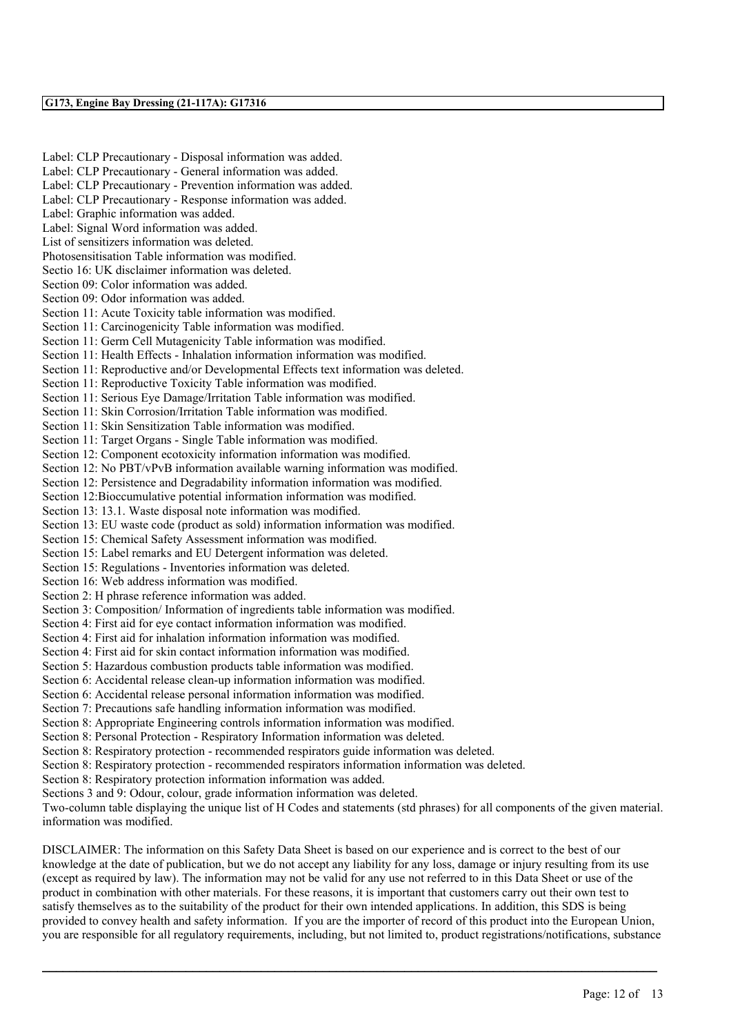Label: CLP Precautionary - Disposal information was added.
Label: CLP Precautionary - General information was added.
Label: CLP Precautionary - Prevention information was added.
Label: CLP Precautionary - Response information was added.
Label: Graphic information was added.
Label: Signal Word information was added.
List of sensitizers information was deleted.
Photosensitisation Table information was modified.
Sectio 16: UK disclaimer information was deleted.
Section 09: Color information was added.
Section 09: Odor information was added.
Section 11: Acute Toxicity table information was modified.
Section 11: Carcinogenicity Table information was modified.
Section 11: Germ Cell Mutagenicity Table information was modified.
Section 11: Health Effects - Inhalation information information was modified.
Section 11: Reproductive and/or Developmental Effects text information was deleted.
Section 11: Reproductive Toxicity Table information was modified.
Section 11: Serious Eye Damage/Irritation Table information was modified.
Section 11: Skin Corrosion/Irritation Table information was modified.
Section 11: Skin Sensitization Table information was modified.
Section 11: Target Organs - Single Table information was modified.
Section 12: Component ecotoxicity information information was modified.
Section 12: No PBT/vPvB information available warning information was modified.
Section 12: Persistence and Degradability information information was modified.
Section 12:Bioccumulative potential information information was modified.
Section 13: 13.1. Waste disposal note information was modified.
Section 13: EU waste code (product as sold) information information was modified.
Section 15: Chemical Safety Assessment information was modified.
Section 15: Label remarks and EU Detergent information was deleted.
Section 15: Regulations - Inventories information was deleted.
Section 16: Web address information was modified.
Section 2: H phrase reference information was added.
Section 3: Composition/ Information of ingredients table information was modified.
Section 4: First aid for eye contact information information was modified.
Section 4: First aid for inhalation information information was modified.
Section 4: First aid for skin contact information information was modified.
Section 5: Hazardous combustion products table information was modified.
Section 6: Accidental release clean-up information information was modified.
Section 6: Accidental release personal information information was modified.
Section 7: Precautions safe handling information information was modified.
Section 8: Appropriate Engineering controls information information was modified.
Section 8: Personal Protection - Respiratory Information information was deleted.
Section 8: Respiratory protection - recommended respirators guide information was deleted.
Section 8: Respiratory protection - recommended respirators information information was deleted.
Section 8: Respiratory protection information information was added.
Sections 3 and 9: Odour, colour, grade information information was deleted.
Two-column table displaying the unique list of H Codes and statements (std phrases) for all components of the given material. information was modified.

DISCLAIMER: The information on this Safety Data Sheet is based on our experience and is correct to the best of our knowledge at the date of publication, but we do not accept any liability for any loss, damage or injury resulting from its use (except as required by law). The information may not be valid for any use not referred to in this Data Sheet or use of the product in combination with other materials. For these reasons, it is important that customers carry out their own test to satisfy themselves as to the suitability of the product for their own intended applications. In addition, this SDS is being provided to convey health and safety information. If you are the importer of record of this product into the European Union, you are responsible for all regulatory requirements, including, but not limited to, product registrations/notifications, substance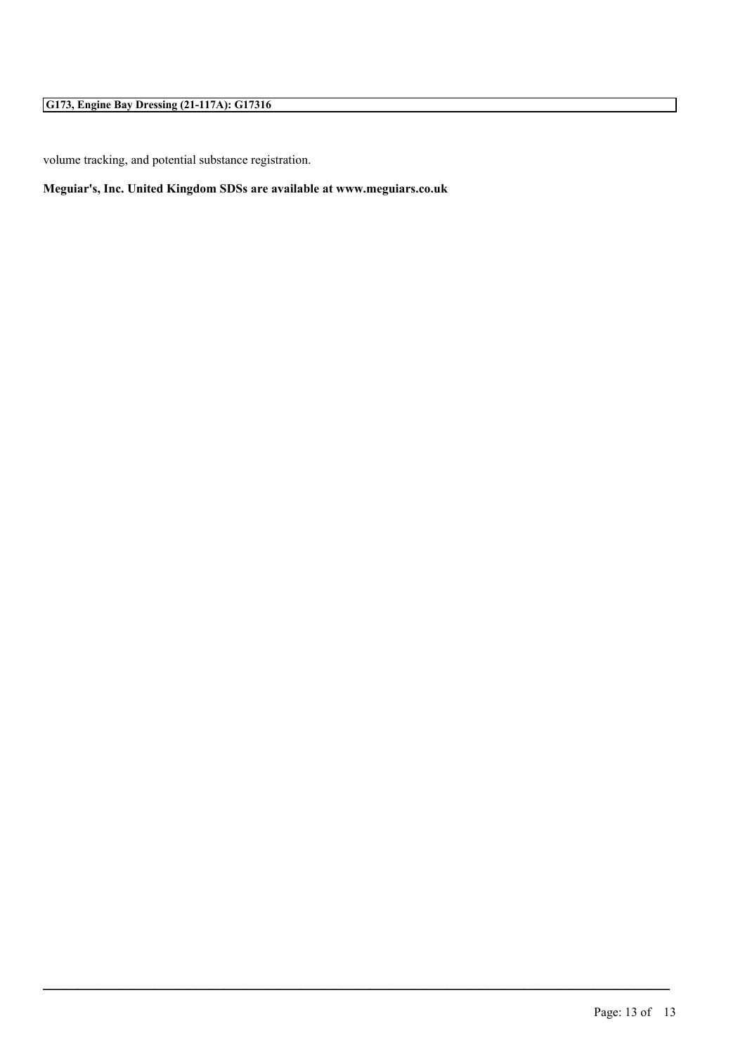volume tracking, and potential substance registration.

**Meguiar's, Inc. United Kingdom SDSs are available at www.meguiars.co.uk**